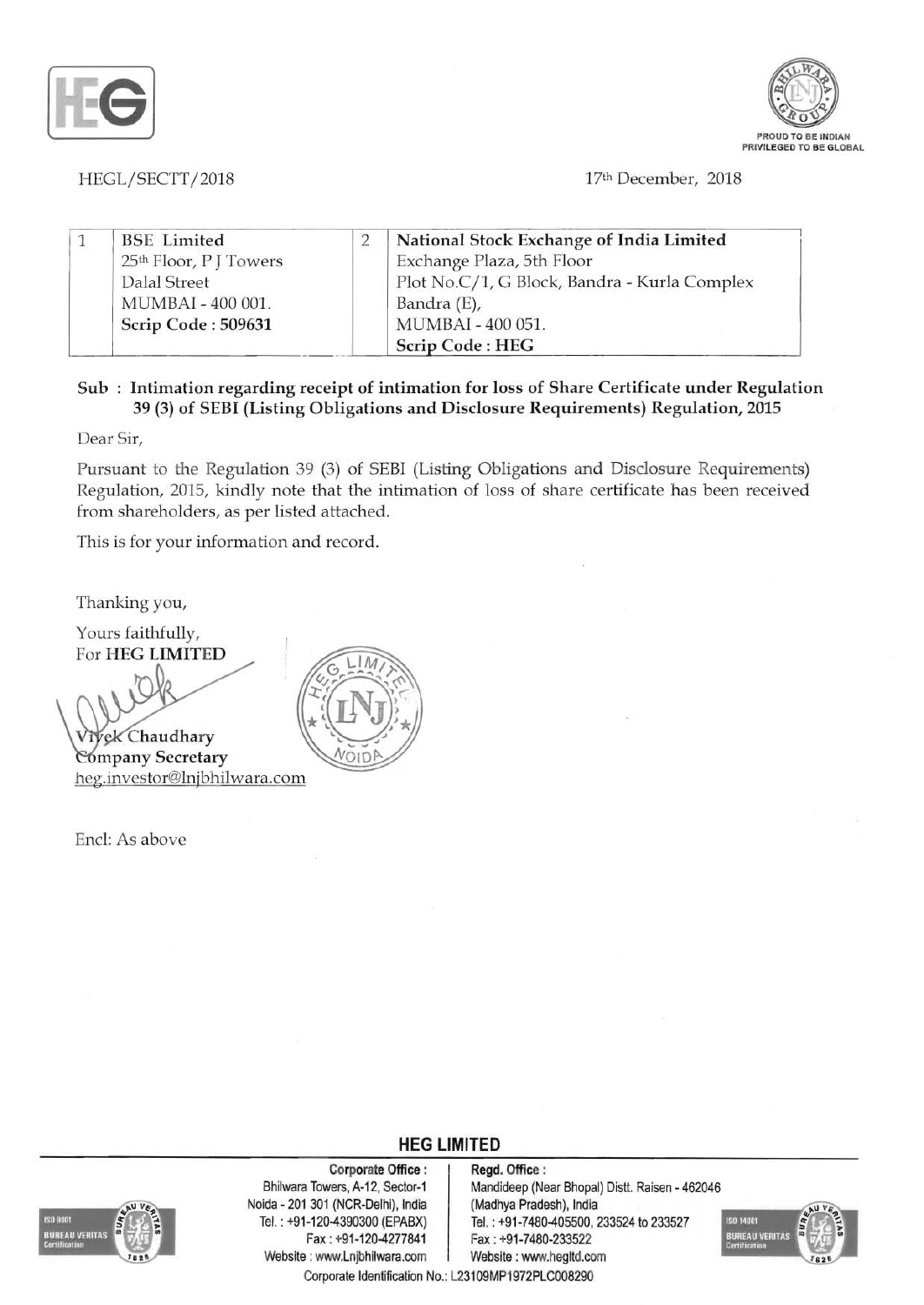HEGL/SECTT/2018

17th December, 2018

| 1 | BSE Limited<br>25th Floor, P J Towers<br>Dalal Street<br>MUMBAI - 400 001.<br>**Scrip Code : 509631** | 2 | **National Stock Exchange of India Limited**<br>Exchange Plaza, 5th Floor<br>Plot No.C/1, G Block, Bandra - Kurla Complex<br>Bandra (E),<br>MUMBAI - 400 051.<br>**Scrip Code : HEG** |
|---|---|---|---|

**Sub : Intimation regarding receipt of intimation for loss of Share Certificate under Regulation 39 (3) of SEBI (Listing Obligations and Disclosure Requirements) Regulation, 2015**

Dear Sir,

Pursuant to the Regulation 39 (3) of SEBI (Listing Obligations and Disclosure Requirements) Regulation, 2015, kindly note that the intimation of loss of share certificate has been received from shareholders, as per listed attached.

This is for your information and record.

Thanking you,

Yours faithfully,
For **HEG LIMITED**

**Vivek Chaudhary**
**Company Secretary**
heg.investor@lnjbhilwara.com

Encl: As above

**HEG LIMITED**

**Corporate Office :**
Bhilwara Towers, A-12, Sector-1
Noida - 201 301 (NCR-Delhi), India
Tel. : +91-120-4390300 (EPABX)
Fax : +91-120-4277841
Website : www.Lnjbhilwara.com

**Regd. Office :**
Mandideep (Near Bhopal) Distt. Raisen - 462046
(Madhya Pradesh), India
Tel. : +91-7480-405500, 233524 to 233527
Fax : +91-7480-233522
Website : www.hegltd.com

Corporate Identification No.: L23109MP1972PLC008290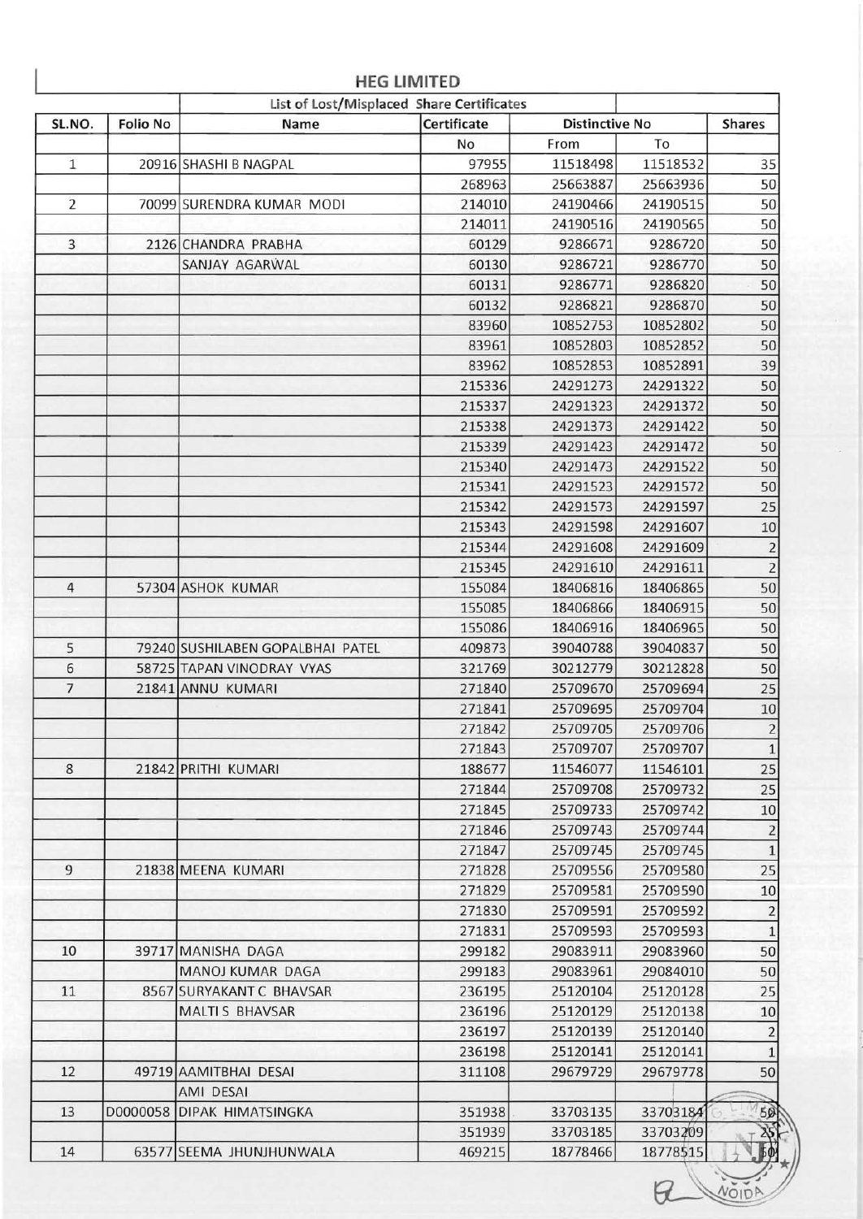# HEG LIMITED

| SL.NO. | Folio No | Name | Certificate No | Distinctive No From | Distinctive No To | Shares |
|---|---|---|---|---|---|---|
| | | List of Lost/Misplaced Share Certificates | | | | |
| 1 | 20916 | SHASHI B NAGPAL | 97955 | 11518498 | 11518532 | 35 |
| | | | 268963 | 25663887 | 25663936 | 50 |
| 2 | 70099 | SURENDRA KUMAR MODI | 214010 | 24190466 | 24190515 | 50 |
| | | | 214011 | 24190516 | 24190565 | 50 |
| 3 | 2126 | CHANDRA PRABHA | 60129 | 9286671 | 9286720 | 50 |
| | | SANJAY AGARWAL | 60130 | 9286721 | 9286770 | 50 |
| | | | 60131 | 9286771 | 9286820 | 50 |
| | | | 60132 | 9286821 | 9286870 | 50 |
| | | | 83960 | 10852753 | 10852802 | 50 |
| | | | 83961 | 10852803 | 10852852 | 50 |
| | | | 83962 | 10852853 | 10852891 | 39 |
| | | | 215336 | 24291273 | 24291322 | 50 |
| | | | 215337 | 24291323 | 24291372 | 50 |
| | | | 215338 | 24291373 | 24291422 | 50 |
| | | | 215339 | 24291423 | 24291472 | 50 |
| | | | 215340 | 24291473 | 24291522 | 50 |
| | | | 215341 | 24291523 | 24291572 | 50 |
| | | | 215342 | 24291573 | 24291597 | 25 |
| | | | 215343 | 24291598 | 24291607 | 10 |
| | | | 215344 | 24291608 | 24291609 | 2 |
| | | | 215345 | 24291610 | 24291611 | 2 |
| 4 | 57304 | ASHOK KUMAR | 155084 | 18406816 | 18406865 | 50 |
| | | | 155085 | 18406866 | 18406915 | 50 |
| | | | 155086 | 18406916 | 18406965 | 50 |
| 5 | 79240 | SUSHILABEN GOPALBHAI PATEL | 409873 | 39040788 | 39040837 | 50 |
| 6 | 58725 | TAPAN VINODRAY VYAS | 321769 | 30212779 | 30212828 | 50 |
| 7 | 21841 | ANNU KUMARI | 271840 | 25709670 | 25709694 | 25 |
| | | | 271841 | 25709695 | 25709704 | 10 |
| | | | 271842 | 25709705 | 25709706 | 2 |
| | | | 271843 | 25709707 | 25709707 | 1 |
| 8 | 21842 | PRITHI KUMARI | 188677 | 11546077 | 11546101 | 25 |
| | | | 271844 | 25709708 | 25709732 | 25 |
| | | | 271845 | 25709733 | 25709742 | 10 |
| | | | 271846 | 25709743 | 25709744 | 2 |
| | | | 271847 | 25709745 | 25709745 | 1 |
| 9 | 21838 | MEENA KUMARI | 271828 | 25709556 | 25709580 | 25 |
| | | | 271829 | 25709581 | 25709590 | 10 |
| | | | 271830 | 25709591 | 25709592 | 2 |
| | | | 271831 | 25709593 | 25709593 | 1 |
| 10 | 39717 | MANISHA DAGA | 299182 | 29083911 | 29083960 | 50 |
| | | MANOJ KUMAR DAGA | 299183 | 29083961 | 29084010 | 50 |
| 11 | 8567 | SURYAKANT C BHAVSAR | 236195 | 25120104 | 25120128 | 25 |
| | | MALTI S BHAVSAR | 236196 | 25120129 | 25120138 | 10 |
| | | | 236197 | 25120139 | 25120140 | 2 |
| | | | 236198 | 25120141 | 25120141 | 1 |
| 12 | 49719 | AAMITBHAI DESAI | 311108 | 29679729 | 29679778 | 50 |
| | | AMI DESAI | | | | |
| 13 | D0000058 | DIPAK HIMATSINGKA | 351938 | 33703135 | 33703184 | 50 |
| | | | 351939 | 33703185 | 33703209 | 25 |
| 14 | 63577 | SEEMA JHUNJHUNWALA | 469215 | 18778466 | 18778515 | 50 |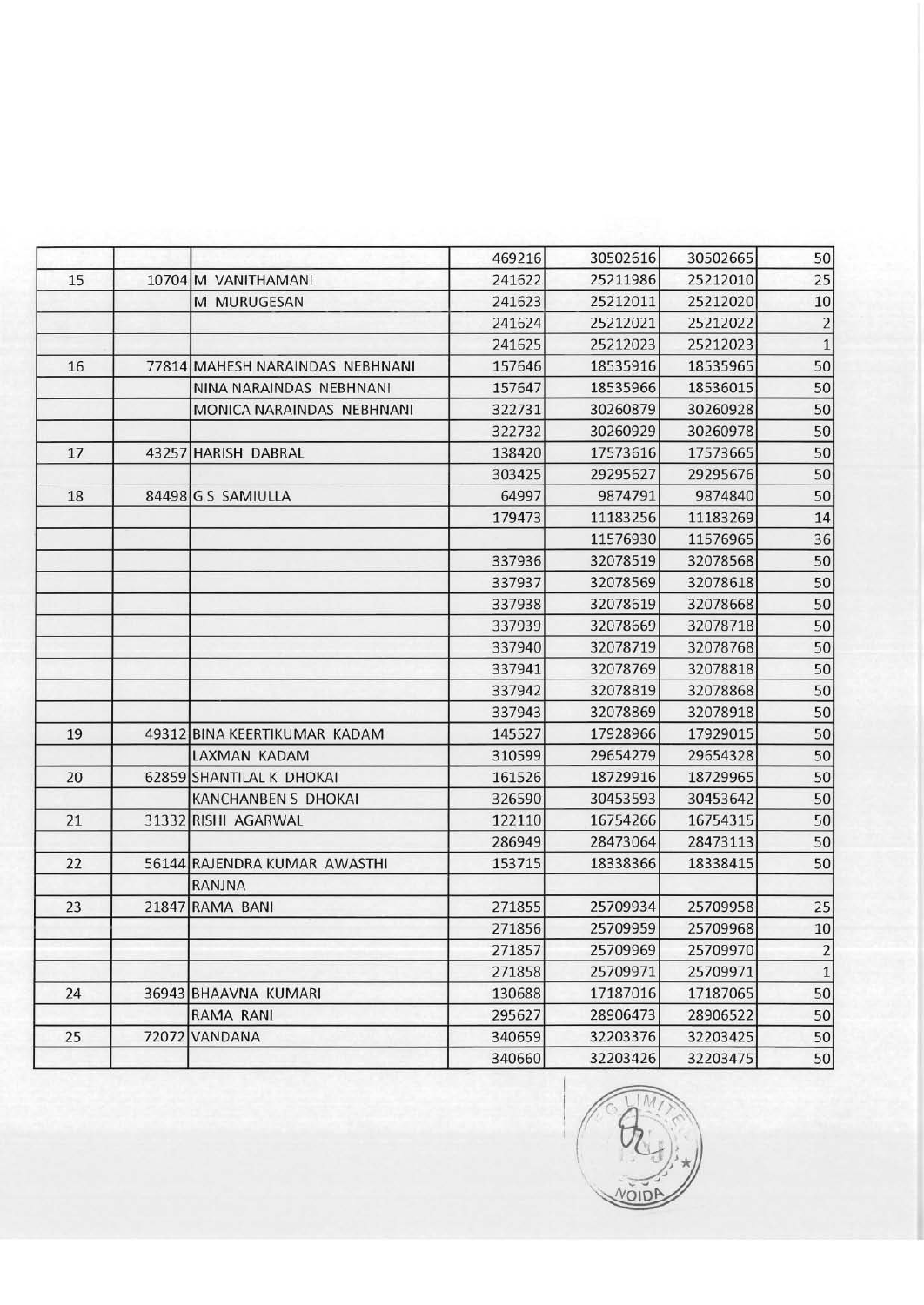| | | | | | | |
|---|---|---|---|---|---|---|
| | | | 469216 | 30502616 | 30502665 | 50 |
| 15 | 10704 | M VANITHAMANI | 241622 | 25211986 | 25212010 | 25 |
| | | M MURUGESAN | 241623 | 25212011 | 25212020 | 10 |
| | | | 241624 | 25212021 | 25212022 | 2 |
| | | | 241625 | 25212023 | 25212023 | 1 |
| 16 | 77814 | MAHESH NARAINDAS NEBHNANI | 157646 | 18535916 | 18535965 | 50 |
| | | NINA NARAINDAS NEBHNANI | 157647 | 18535966 | 18536015 | 50 |
| | | MONICA NARAINDAS NEBHNANI | 322731 | 30260879 | 30260928 | 50 |
| | | | 322732 | 30260929 | 30260978 | 50 |
| 17 | 43257 | HARISH DABRAL | 138420 | 17573616 | 17573665 | 50 |
| | | | 303425 | 29295627 | 29295676 | 50 |
| 18 | 84498 | G S SAMIULLA | 64997 | 9874791 | 9874840 | 50 |
| | | | 179473 | 11183256 | 11183269 | 14 |
| | | | | 11576930 | 11576965 | 36 |
| | | | 337936 | 32078519 | 32078568 | 50 |
| | | | 337937 | 32078569 | 32078618 | 50 |
| | | | 337938 | 32078619 | 32078668 | 50 |
| | | | 337939 | 32078669 | 32078718 | 50 |
| | | | 337940 | 32078719 | 32078768 | 50 |
| | | | 337941 | 32078769 | 32078818 | 50 |
| | | | 337942 | 32078819 | 32078868 | 50 |
| | | | 337943 | 32078869 | 32078918 | 50 |
| 19 | 49312 | BINA KEERTIKUMAR KADAM | 145527 | 17928966 | 17929015 | 50 |
| | | LAXMAN KADAM | 310599 | 29654279 | 29654328 | 50 |
| 20 | 62859 | SHANTILAL K DHOKAI | 161526 | 18729916 | 18729965 | 50 |
| | | KANCHANBEN S DHOKAI | 326590 | 30453593 | 30453642 | 50 |
| 21 | 31332 | RISHI AGARWAL | 122110 | 16754266 | 16754315 | 50 |
| | | | 286949 | 28473064 | 28473113 | 50 |
| 22 | 56144 | RAJENDRA KUMAR AWASTHI | 153715 | 18338366 | 18338415 | 50 |
| | | RANJNA | | | | |
| 23 | 21847 | RAMA BANI | 271855 | 25709934 | 25709958 | 25 |
| | | | 271856 | 25709959 | 25709968 | 10 |
| | | | 271857 | 25709969 | 25709970 | 2 |
| | | | 271858 | 25709971 | 25709971 | 1 |
| 24 | 36943 | BHAAVNA KUMARI | 130688 | 17187016 | 17187065 | 50 |
| | | RAMA RANI | 295627 | 28906473 | 28906522 | 50 |
| 25 | 72072 | VANDANA | 340659 | 32203376 | 32203425 | 50 |
| | | | 340660 | 32203426 | 32203475 | 50 |